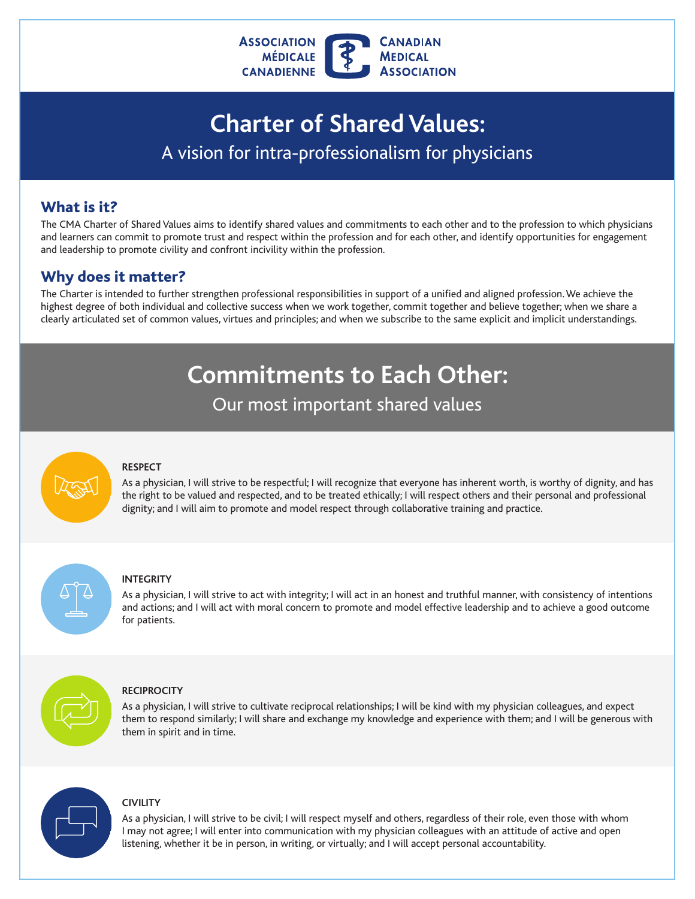ASSOCIATION MÉDICALE CANADIENNE | CANADIAN MEDICAL ASSOCIATION

# Charter of Shared Values:

A vision for intra-professionalism for physicians

## What is it?

The CMA Charter of Shared Values aims to identify shared values and commitments to each other and to the profession to which physicians and learners can commit to promote trust and respect within the profession and for each other, and identify opportunities for engagement and leadership to promote civility and confront incivility within the profession.

## Why does it matter?

The Charter is intended to further strengthen professional responsibilities in support of a unified and aligned profession. We achieve the highest degree of both individual and collective success when we work together, commit together and believe together; when we share a clearly articulated set of common values, virtues and principles; and when we subscribe to the same explicit and implicit understandings.

# Commitments to Each Other:

Our most important shared values

### RESPECT

As a physician, I will strive to be respectful; I will recognize that everyone has inherent worth, is worthy of dignity, and has the right to be valued and respected, and to be treated ethically; I will respect others and their personal and professional dignity; and I will aim to promote and model respect through collaborative training and practice.

### INTEGRITY

As a physician, I will strive to act with integrity; I will act in an honest and truthful manner, with consistency of intentions and actions; and I will act with moral concern to promote and model effective leadership and to achieve a good outcome for patients.

### RECIPROCITY

As a physician, I will strive to cultivate reciprocal relationships; I will be kind with my physician colleagues, and expect them to respond similarly; I will share and exchange my knowledge and experience with them; and I will be generous with them in spirit and in time.

### CIVILITY

As a physician, I will strive to be civil; I will respect myself and others, regardless of their role, even those with whom I may not agree; I will enter into communication with my physician colleagues with an attitude of active and open listening, whether it be in person, in writing, or virtually; and I will accept personal accountability.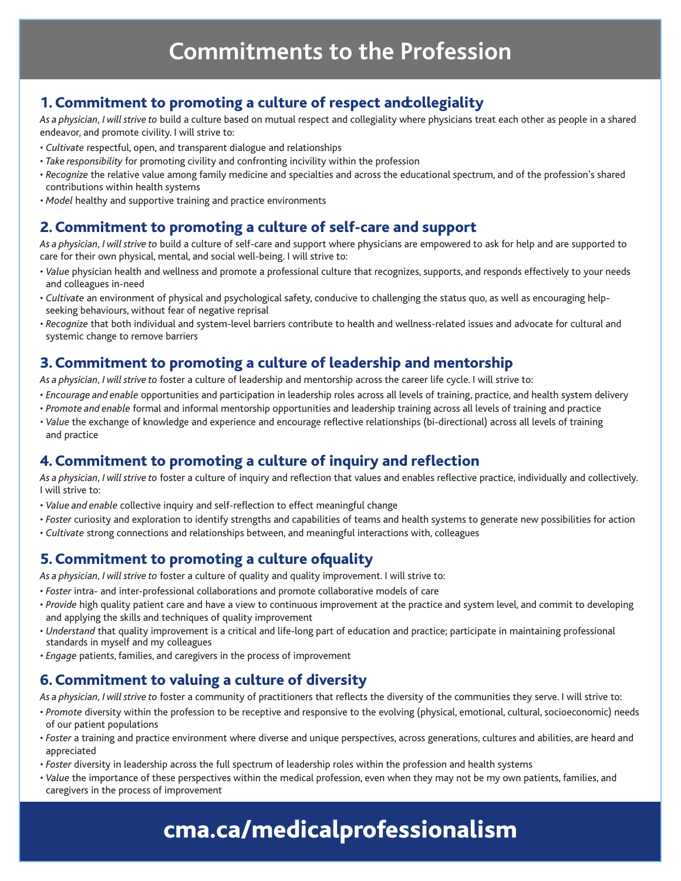# Commitments to the Profession

## 1. Commitment to promoting a culture of respect and collegiality

*As a physician, I will strive to* build a culture based on mutual respect and collegiality where physicians treat each other as people in a shared endeavor, and promote civility. I will strive to:

- *Cultivate* respectful, open, and transparent dialogue and relationships
- *Take responsibility* for promoting civility and confronting incivility within the profession
- *Recognize* the relative value among family medicine and specialties and across the educational spectrum, and of the profession's shared contributions within health systems
- *Model* healthy and supportive training and practice environments

## 2. Commitment to promoting a culture of self-care and support

*As a physician, I will strive to* build a culture of self-care and support where physicians are empowered to ask for help and are supported to care for their own physical, mental, and social well-being. I will strive to:

- *Value* physician health and wellness and promote a professional culture that recognizes, supports, and responds effectively to your needs and colleagues in-need
- *Cultivate* an environment of physical and psychological safety, conducive to challenging the status quo, as well as encouraging help-seeking behaviours, without fear of negative reprisal
- *Recognize* that both individual and system-level barriers contribute to health and wellness-related issues and advocate for cultural and systemic change to remove barriers

## 3. Commitment to promoting a culture of leadership and mentorship

*As a physician, I will strive to* foster a culture of leadership and mentorship across the career life cycle. I will strive to:

- *Encourage and enable* opportunities and participation in leadership roles across all levels of training, practice, and health system delivery
- *Promote and enable* formal and informal mentorship opportunities and leadership training across all levels of training and practice
- *Value* the exchange of knowledge and experience and encourage reflective relationships (bi-directional) across all levels of training and practice

## 4. Commitment to promoting a culture of inquiry and reflection

*As a physician, I will strive to* foster a culture of inquiry and reflection that values and enables reflective practice, individually and collectively. I will strive to:

- *Value and enable* collective inquiry and self-reflection to effect meaningful change
- *Foster* curiosity and exploration to identify strengths and capabilities of teams and health systems to generate new possibilities for action
- *Cultivate* strong connections and relationships between, and meaningful interactions with, colleagues

## 5. Commitment to promoting a culture of quality

*As a physician, I will strive to* foster a culture of quality and quality improvement. I will strive to:

- *Foster* intra- and inter-professional collaborations and promote collaborative models of care
- *Provide* high quality patient care and have a view to continuous improvement at the practice and system level, and commit to developing and applying the skills and techniques of quality improvement
- *Understand* that quality improvement is a critical and life-long part of education and practice; participate in maintaining professional standards in myself and my colleagues
- *Engage* patients, families, and caregivers in the process of improvement

## 6. Commitment to valuing a culture of diversity

*As a physician, I will strive to* foster a community of practitioners that reflects the diversity of the communities they serve. I will strive to:

- *Promote* diversity within the profession to be receptive and responsive to the evolving (physical, emotional, cultural, socioeconomic) needs of our patient populations
- *Foster* a training and practice environment where diverse and unique perspectives, across generations, cultures and abilities, are heard and appreciated
- *Foster* diversity in leadership across the full spectrum of leadership roles within the profession and health systems
- *Value* the importance of these perspectives within the medical profession, even when they may not be my own patients, families, and caregivers in the process of improvement

**cma.ca/medicalprofessionalism**